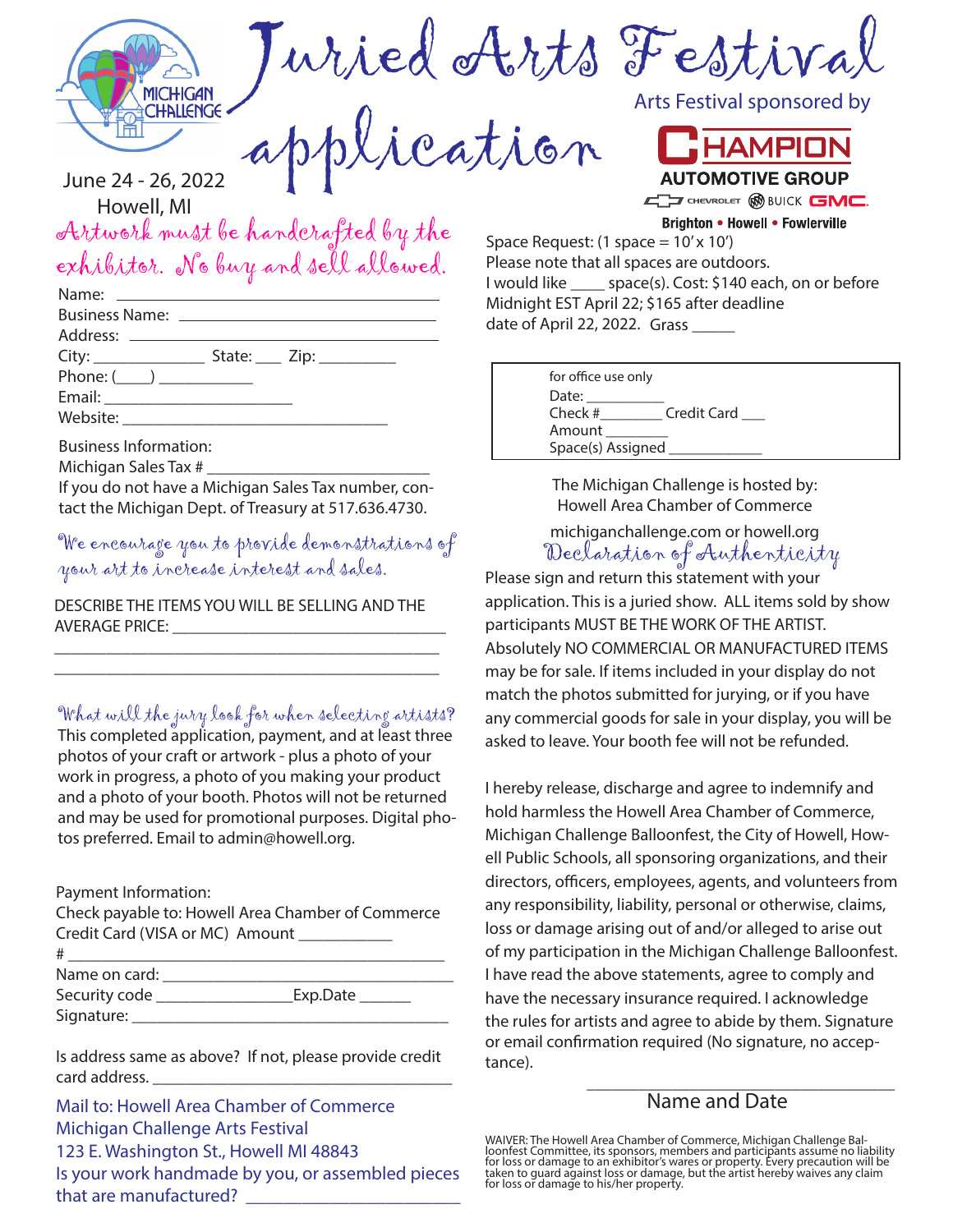# Juried Arts Festival application

MICHIGAN CHALLENGE

June 24 - 26, 2022
Howell, MI

Arts Festival sponsored by

**CHAMPION AUTOMOTIVE GROUP**
CHEVROLET BUICK GMC
Brighton • Howell • Fowlerville

*Artwork must be handcrafted by the exhibitor. No buy and sell allowed.*

Name: ___________________________
Business Name: ___________________________
Address: ___________________________
City: _____________ State: ___ Zip: _________
Phone: (____) ___________
Email: ______________________
Website: ______________________________

Business Information:
Michigan Sales Tax # ________________________
If you do not have a Michigan Sales Tax number, contact the Michigan Dept. of Treasury at 517.636.4730.

*We encourage you to provide demonstrations of your art to increase interest and sales.*

DESCRIBE THE ITEMS YOU WILL BE SELLING AND THE AVERAGE PRICE: ________________________________
______________________________________________
______________________________________________

*What will the jury look for when selecting artists?*
This completed application, payment, and at least three photos of your craft or artwork - plus a photo of your work in progress, a photo of you making your product and a photo of your booth. Photos will not be returned and may be used for promotional purposes. Digital photos preferred. Email to admin@howell.org.

Payment Information:
Check payable to: Howell Area Chamber of Commerce
Credit Card (VISA or MC) Amount ___________
# ____________________________________________
Name on card: __________________________________
Security code _______________Exp.Date ______
Signature: ____________________________________

Is address same as above? If not, please provide credit card address. ___________________________________

Mail to: Howell Area Chamber of Commerce
Michigan Challenge Arts Festival
123 E. Washington St., Howell MI 48843
Is your work handmade by you, or assembled pieces that are manufactured? ______________________

Space Request: (1 space = 10' x 10')
Please note that all spaces are outdoors.
I would like ____ space(s). Cost: $140 each, on or before Midnight EST April 22; $165 after deadline date of April 22, 2022. Grass _____

| for office use only |
|---|
| Date: __________ |
| Check #________ Credit Card ___ |
| Amount ________ |
| Space(s) Assigned ____________ |

The Michigan Challenge is hosted by:
Howell Area Chamber of Commerce

michiganchallenge.com or howell.org

## Declaration of Authenticity

Please sign and return this statement with your application. This is a juried show. ALL items sold by show participants MUST BE THE WORK OF THE ARTIST. Absolutely NO COMMERCIAL OR MANUFACTURED ITEMS may be for sale. If items included in your display do not match the photos submitted for jurying, or if you have any commercial goods for sale in your display, you will be asked to leave. Your booth fee will not be refunded.

I hereby release, discharge and agree to indemnify and hold harmless the Howell Area Chamber of Commerce, Michigan Challenge Balloonfest, the City of Howell, Howell Public Schools, all sponsoring organizations, and their directors, officers, employees, agents, and volunteers from any responsibility, liability, personal or otherwise, claims, loss or damage arising out of and/or alleged to arise out of my participation in the Michigan Challenge Balloonfest. I have read the above statements, agree to comply and have the necessary insurance required. I acknowledge the rules for artists and agree to abide by them. Signature or email confirmation required (No signature, no acceptance).

______________________________
Name and Date

WAIVER: The Howell Area Chamber of Commerce, Michigan Challenge Balloonfest Committee, its sponsors, members and participants assume no liability for loss or damage to an exhibitor's wares or property. Every precaution will be taken to guard against loss or damage, but the artist hereby waives any claim for loss or damage to his/her property.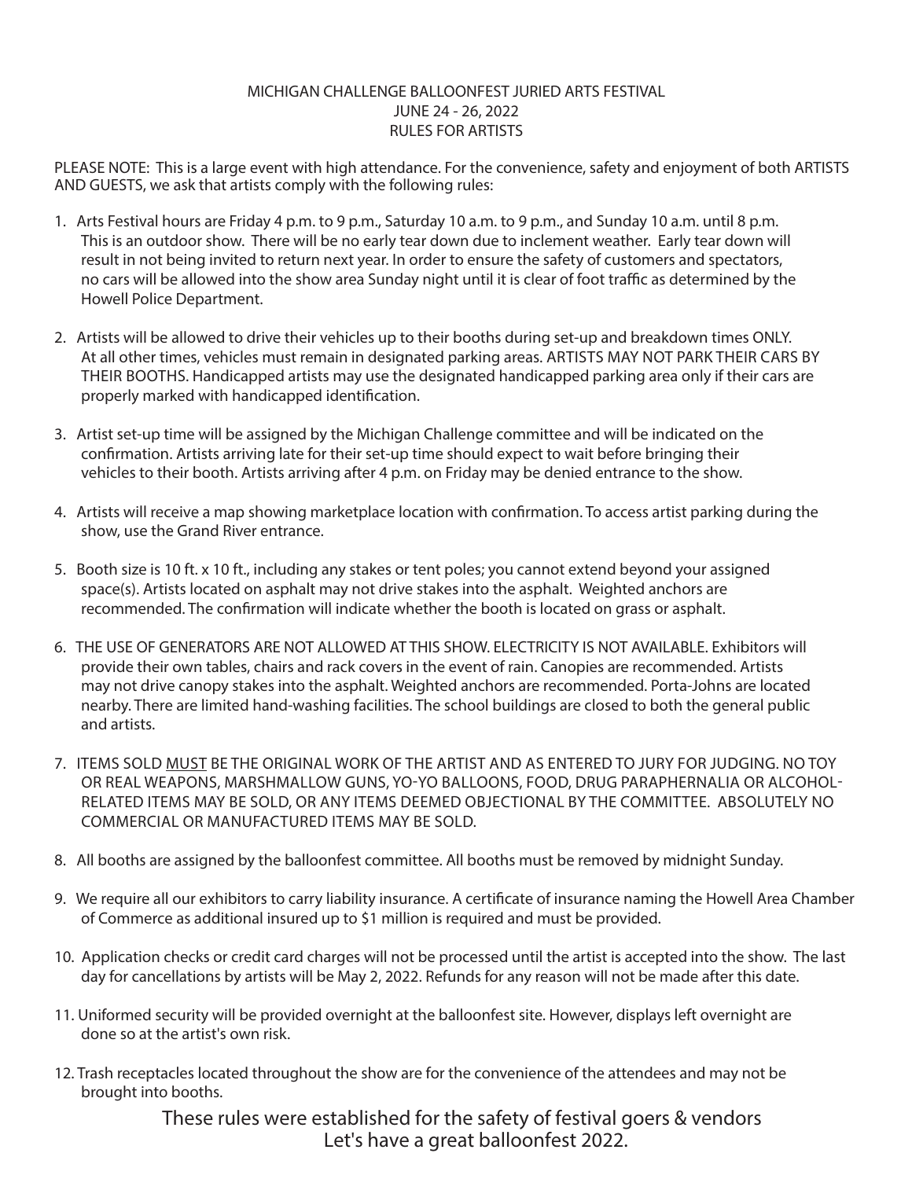# MICHIGAN CHALLENGE BALLOONFEST JURIED ARTS FESTIVAL
## JUNE 24 - 26, 2022
## RULES FOR ARTISTS

PLEASE NOTE: This is a large event with high attendance. For the convenience, safety and enjoyment of both ARTISTS AND GUESTS, we ask that artists comply with the following rules:

1. Arts Festival hours are Friday 4 p.m. to 9 p.m., Saturday 10 a.m. to 9 p.m., and Sunday 10 a.m. until 8 p.m. This is an outdoor show. There will be no early tear down due to inclement weather. Early tear down will result in not being invited to return next year. In order to ensure the safety of customers and spectators, no cars will be allowed into the show area Sunday night until it is clear of foot traffic as determined by the Howell Police Department.

2. Artists will be allowed to drive their vehicles up to their booths during set-up and breakdown times ONLY. At all other times, vehicles must remain in designated parking areas. ARTISTS MAY NOT PARK THEIR CARS BY THEIR BOOTHS. Handicapped artists may use the designated handicapped parking area only if their cars are properly marked with handicapped identification.

3. Artist set-up time will be assigned by the Michigan Challenge committee and will be indicated on the confirmation. Artists arriving late for their set-up time should expect to wait before bringing their vehicles to their booth. Artists arriving after 4 p.m. on Friday may be denied entrance to the show.

4. Artists will receive a map showing marketplace location with confirmation. To access artist parking during the show, use the Grand River entrance.

5. Booth size is 10 ft. x 10 ft., including any stakes or tent poles; you cannot extend beyond your assigned space(s). Artists located on asphalt may not drive stakes into the asphalt. Weighted anchors are recommended. The confirmation will indicate whether the booth is located on grass or asphalt.

6. THE USE OF GENERATORS ARE NOT ALLOWED AT THIS SHOW. ELECTRICITY IS NOT AVAILABLE. Exhibitors will provide their own tables, chairs and rack covers in the event of rain. Canopies are recommended. Artists may not drive canopy stakes into the asphalt. Weighted anchors are recommended. Porta-Johns are located nearby. There are limited hand-washing facilities. The school buildings are closed to both the general public and artists.

7. ITEMS SOLD <u>MUST</u> BE THE ORIGINAL WORK OF THE ARTIST AND AS ENTERED TO JURY FOR JUDGING. NO TOY OR REAL WEAPONS, MARSHMALLOW GUNS, YO-YO BALLOONS, FOOD, DRUG PARAPHERNALIA OR ALCOHOL-RELATED ITEMS MAY BE SOLD, OR ANY ITEMS DEEMED OBJECTIONAL BY THE COMMITTEE. ABSOLUTELY NO COMMERCIAL OR MANUFACTURED ITEMS MAY BE SOLD.

8. All booths are assigned by the balloonfest committee. All booths must be removed by midnight Sunday.

9. We require all our exhibitors to carry liability insurance. A certificate of insurance naming the Howell Area Chamber of Commerce as additional insured up to $1 million is required and must be provided.

10. Application checks or credit card charges will not be processed until the artist is accepted into the show. The last day for cancellations by artists will be May 2, 2022. Refunds for any reason will not be made after this date.

11. Uniformed security will be provided overnight at the balloonfest site. However, displays left overnight are done so at the artist's own risk.

12. Trash receptacles located throughout the show are for the convenience of the attendees and may not be brought into booths.

These rules were established for the safety of festival goers & vendors
Let's have a great balloonfest 2022.